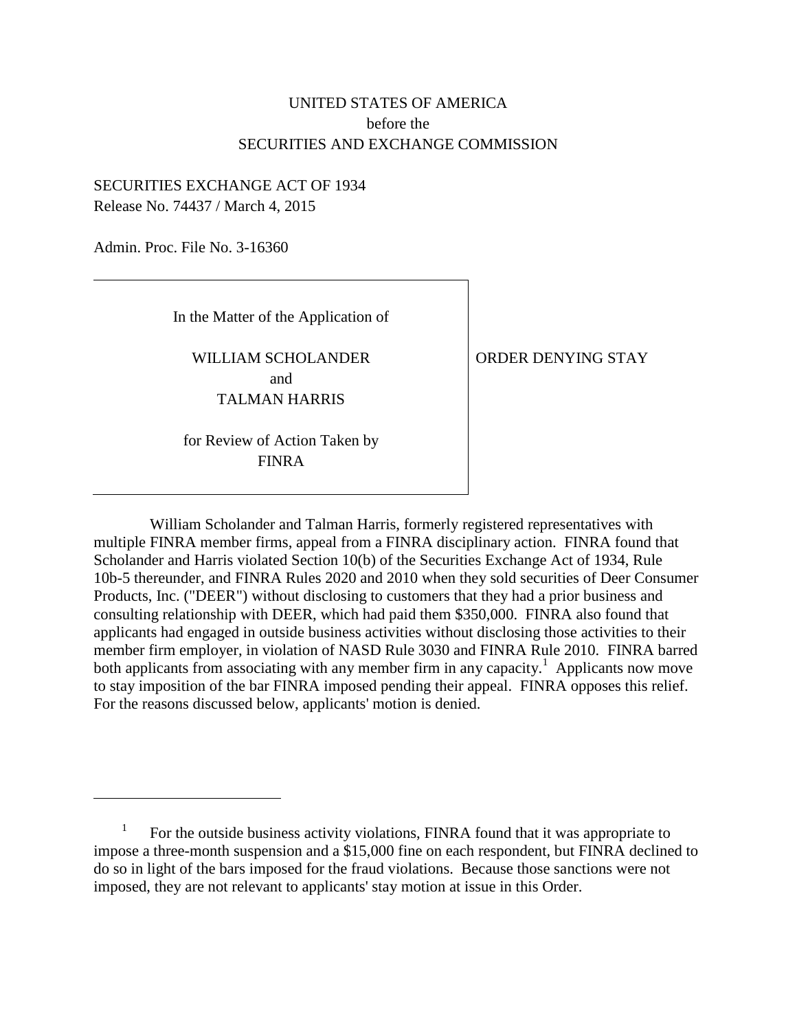UNITED STATES OF AMERICA
before the
SECURITIES AND EXCHANGE COMMISSION

SECURITIES EXCHANGE ACT OF 1934
Release No. 74437 / March 4, 2015

Admin. Proc. File No. 3-16360

| In the Matter of the Application of<br><br>WILLIAM SCHOLANDER<br>and<br>TALMAN HARRIS<br><br>for Review of Action Taken by<br>FINRA | ORDER DENYING STAY |
|---|---|

William Scholander and Talman Harris, formerly registered representatives with multiple FINRA member firms, appeal from a FINRA disciplinary action. FINRA found that Scholander and Harris violated Section 10(b) of the Securities Exchange Act of 1934, Rule 10b-5 thereunder, and FINRA Rules 2020 and 2010 when they sold securities of Deer Consumer Products, Inc. ("DEER") without disclosing to customers that they had a prior business and consulting relationship with DEER, which had paid them $350,000. FINRA also found that applicants had engaged in outside business activities without disclosing those activities to their member firm employer, in violation of NASD Rule 3030 and FINRA Rule 2010. FINRA barred both applicants from associating with any member firm in any capacity.[1] Applicants now move to stay imposition of the bar FINRA imposed pending their appeal. FINRA opposes this relief. For the reasons discussed below, applicants' motion is denied.

---

[1] For the outside business activity violations, FINRA found that it was appropriate to impose a three-month suspension and a $15,000 fine on each respondent, but FINRA declined to do so in light of the bars imposed for the fraud violations. Because those sanctions were not imposed, they are not relevant to applicants' stay motion at issue in this Order.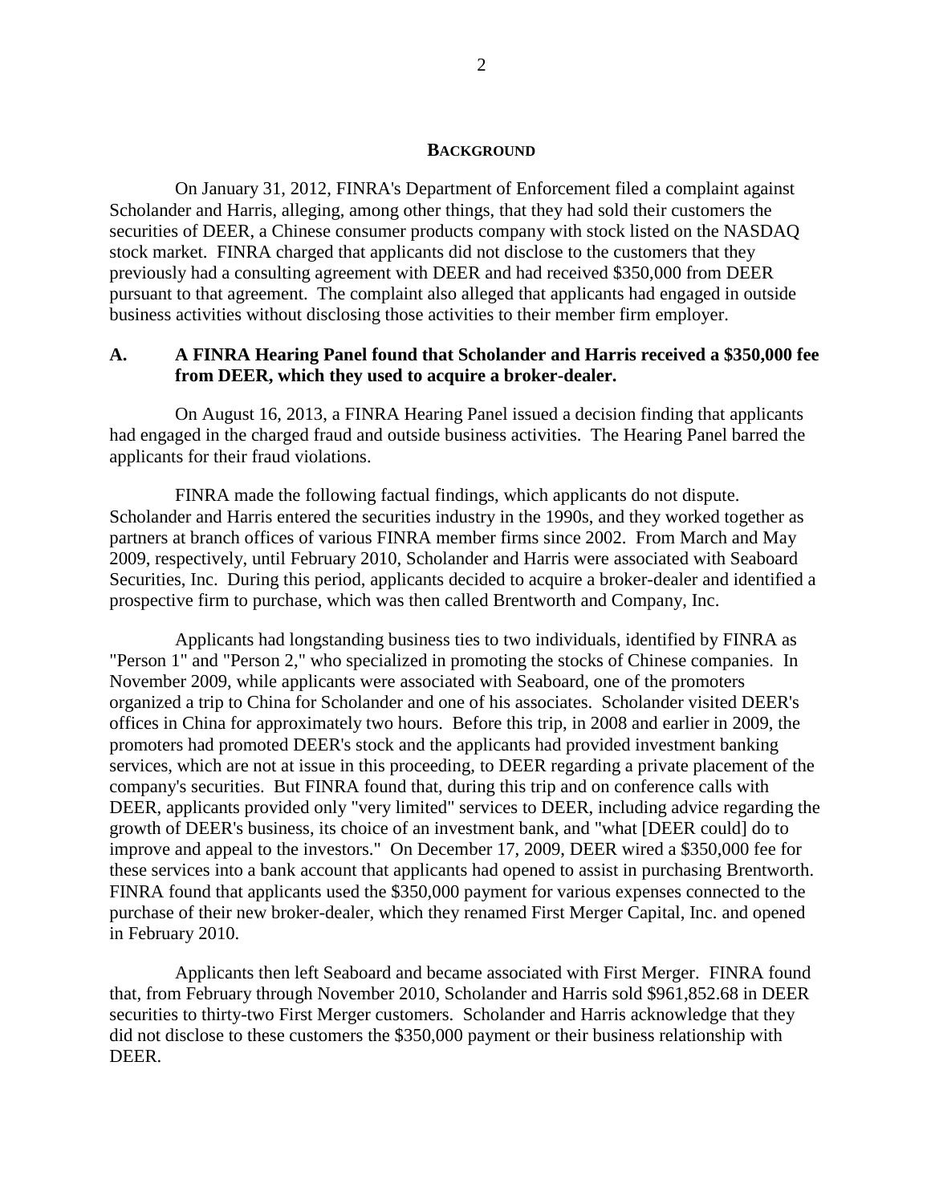## BACKGROUND

On January 31, 2012, FINRA's Department of Enforcement filed a complaint against Scholander and Harris, alleging, among other things, that they had sold their customers the securities of DEER, a Chinese consumer products company with stock listed on the NASDAQ stock market. FINRA charged that applicants did not disclose to the customers that they previously had a consulting agreement with DEER and had received $350,000 from DEER pursuant to that agreement. The complaint also alleged that applicants had engaged in outside business activities without disclosing those activities to their member firm employer.

### A. A FINRA Hearing Panel found that Scholander and Harris received a $350,000 fee from DEER, which they used to acquire a broker-dealer.

On August 16, 2013, a FINRA Hearing Panel issued a decision finding that applicants had engaged in the charged fraud and outside business activities. The Hearing Panel barred the applicants for their fraud violations.

FINRA made the following factual findings, which applicants do not dispute. Scholander and Harris entered the securities industry in the 1990s, and they worked together as partners at branch offices of various FINRA member firms since 2002. From March and May 2009, respectively, until February 2010, Scholander and Harris were associated with Seaboard Securities, Inc. During this period, applicants decided to acquire a broker-dealer and identified a prospective firm to purchase, which was then called Brentworth and Company, Inc.

Applicants had longstanding business ties to two individuals, identified by FINRA as "Person 1" and "Person 2," who specialized in promoting the stocks of Chinese companies. In November 2009, while applicants were associated with Seaboard, one of the promoters organized a trip to China for Scholander and one of his associates. Scholander visited DEER's offices in China for approximately two hours. Before this trip, in 2008 and earlier in 2009, the promoters had promoted DEER's stock and the applicants had provided investment banking services, which are not at issue in this proceeding, to DEER regarding a private placement of the company's securities. But FINRA found that, during this trip and on conference calls with DEER, applicants provided only "very limited" services to DEER, including advice regarding the growth of DEER's business, its choice of an investment bank, and "what [DEER could] do to improve and appeal to the investors." On December 17, 2009, DEER wired a $350,000 fee for these services into a bank account that applicants had opened to assist in purchasing Brentworth. FINRA found that applicants used the $350,000 payment for various expenses connected to the purchase of their new broker-dealer, which they renamed First Merger Capital, Inc. and opened in February 2010.

Applicants then left Seaboard and became associated with First Merger. FINRA found that, from February through November 2010, Scholander and Harris sold $961,852.68 in DEER securities to thirty-two First Merger customers. Scholander and Harris acknowledge that they did not disclose to these customers the $350,000 payment or their business relationship with DEER.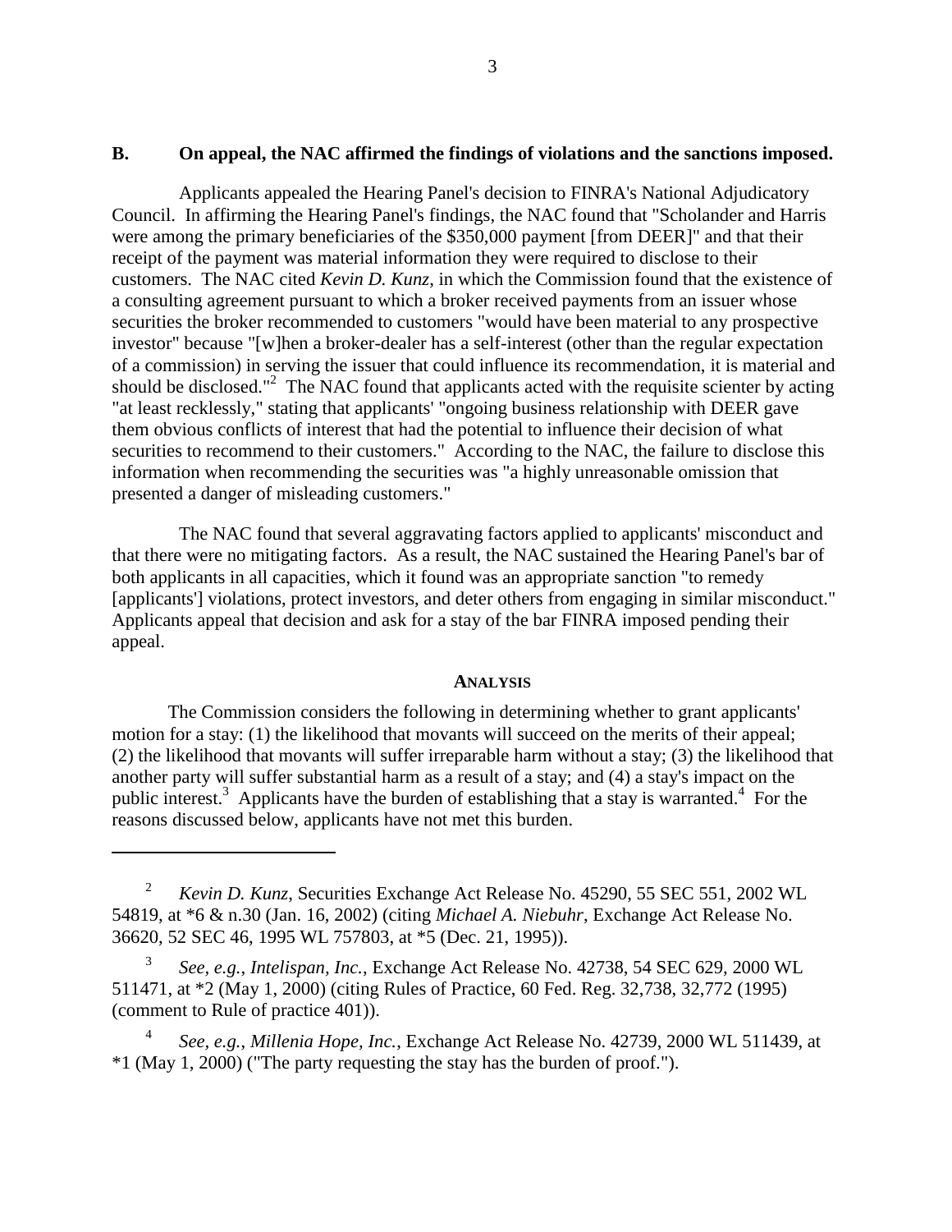### B. On appeal, the NAC affirmed the findings of violations and the sanctions imposed.

Applicants appealed the Hearing Panel's decision to FINRA's National Adjudicatory Council. In affirming the Hearing Panel's findings, the NAC found that "Scholander and Harris were among the primary beneficiaries of the $350,000 payment [from DEER]" and that their receipt of the payment was material information they were required to disclose to their customers. The NAC cited *Kevin D. Kunz*, in which the Commission found that the existence of a consulting agreement pursuant to which a broker received payments from an issuer whose securities the broker recommended to customers "would have been material to any prospective investor" because "[w]hen a broker-dealer has a self-interest (other than the regular expectation of a commission) in serving the issuer that could influence its recommendation, it is material and should be disclosed."[2] The NAC found that applicants acted with the requisite scienter by acting "at least recklessly," stating that applicants' "ongoing business relationship with DEER gave them obvious conflicts of interest that had the potential to influence their decision of what securities to recommend to their customers." According to the NAC, the failure to disclose this information when recommending the securities was "a highly unreasonable omission that presented a danger of misleading customers."

The NAC found that several aggravating factors applied to applicants' misconduct and that there were no mitigating factors. As a result, the NAC sustained the Hearing Panel's bar of both applicants in all capacities, which it found was an appropriate sanction "to remedy [applicants'] violations, protect investors, and deter others from engaging in similar misconduct." Applicants appeal that decision and ask for a stay of the bar FINRA imposed pending their appeal.

## ANALYSIS

The Commission considers the following in determining whether to grant applicants' motion for a stay: (1) the likelihood that movants will succeed on the merits of their appeal; (2) the likelihood that movants will suffer irreparable harm without a stay; (3) the likelihood that another party will suffer substantial harm as a result of a stay; and (4) a stay's impact on the public interest.[3] Applicants have the burden of establishing that a stay is warranted.[4] For the reasons discussed below, applicants have not met this burden.

---

[2] *Kevin D. Kunz*, Securities Exchange Act Release No. 45290, 55 SEC 551, 2002 WL 54819, at *6 & n.30 (Jan. 16, 2002) (citing *Michael A. Niebuhr*, Exchange Act Release No. 36620, 52 SEC 46, 1995 WL 757803, at *5 (Dec. 21, 1995)).

[3] *See, e.g.*, *Intelispan, Inc.*, Exchange Act Release No. 42738, 54 SEC 629, 2000 WL 511471, at *2 (May 1, 2000) (citing Rules of Practice, 60 Fed. Reg. 32,738, 32,772 (1995) (comment to Rule of practice 401)).

[4] *See, e.g.*, *Millenia Hope, Inc.*, Exchange Act Release No. 42739, 2000 WL 511439, at *1 (May 1, 2000) ("The party requesting the stay has the burden of proof.").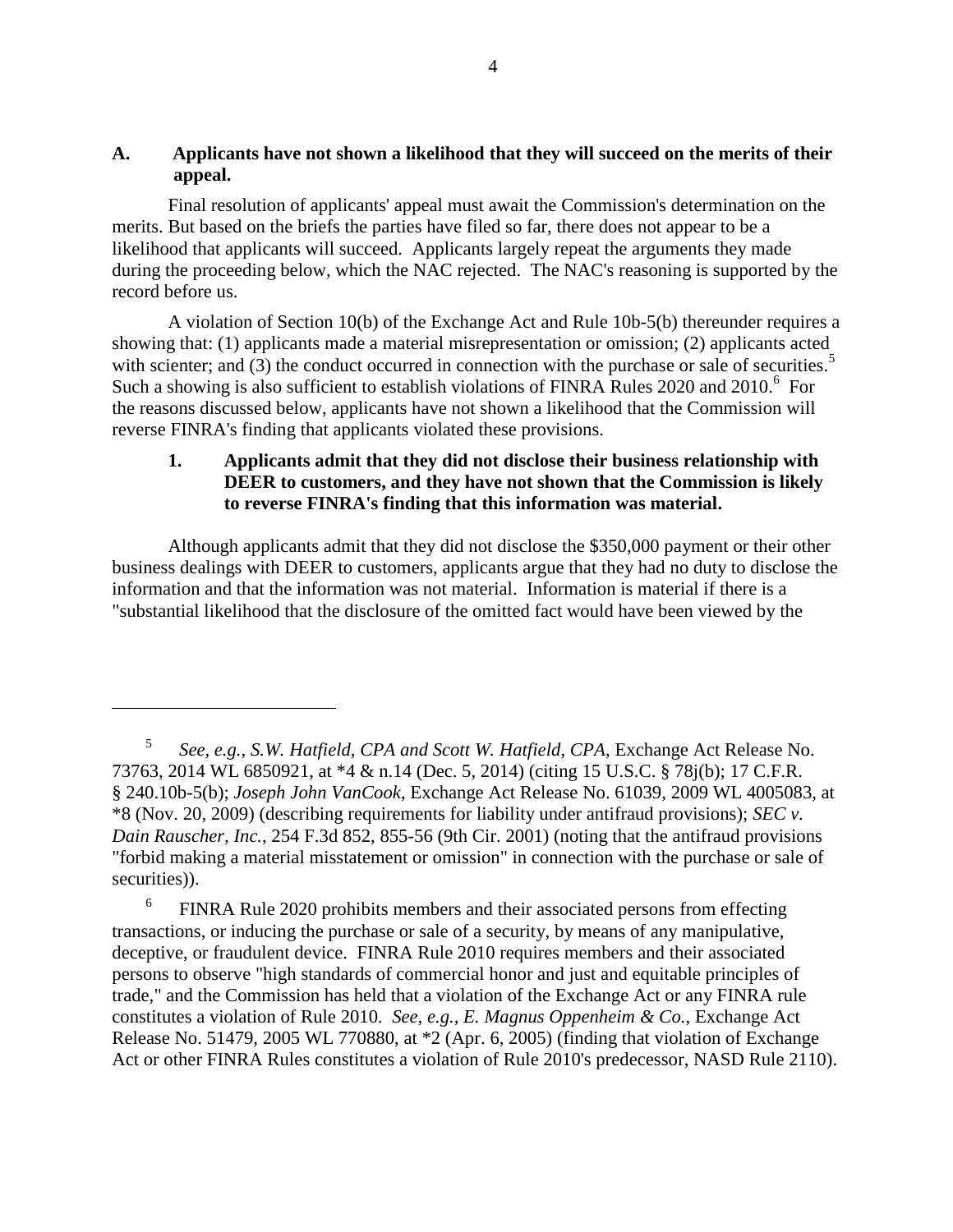### A. Applicants have not shown a likelihood that they will succeed on the merits of their appeal.

Final resolution of applicants' appeal must await the Commission's determination on the merits. But based on the briefs the parties have filed so far, there does not appear to be a likelihood that applicants will succeed. Applicants largely repeat the arguments they made during the proceeding below, which the NAC rejected. The NAC's reasoning is supported by the record before us.

A violation of Section 10(b) of the Exchange Act and Rule 10b-5(b) thereunder requires a showing that: (1) applicants made a material misrepresentation or omission; (2) applicants acted with scienter; and (3) the conduct occurred in connection with the purchase or sale of securities.[5] Such a showing is also sufficient to establish violations of FINRA Rules 2020 and 2010.[6] For the reasons discussed below, applicants have not shown a likelihood that the Commission will reverse FINRA's finding that applicants violated these provisions.

#### 1. Applicants admit that they did not disclose their business relationship with DEER to customers, and they have not shown that the Commission is likely to reverse FINRA's finding that this information was material.

Although applicants admit that they did not disclose the $350,000 payment or their other business dealings with DEER to customers, applicants argue that they had no duty to disclose the information and that the information was not material. Information is material if there is a "substantial likelihood that the disclosure of the omitted fact would have been viewed by the

---

[5] *See, e.g.*, *S.W. Hatfield, CPA and Scott W. Hatfield, CPA*, Exchange Act Release No. 73763, 2014 WL 6850921, at *4 & n.14 (Dec. 5, 2014) (citing 15 U.S.C. § 78j(b); 17 C.F.R. § 240.10b-5(b); *Joseph John VanCook*, Exchange Act Release No. 61039, 2009 WL 4005083, at *8 (Nov. 20, 2009) (describing requirements for liability under antifraud provisions); *SEC v. Dain Rauscher, Inc.*, 254 F.3d 852, 855-56 (9th Cir. 2001) (noting that the antifraud provisions "forbid making a material misstatement or omission" in connection with the purchase or sale of securities)).

[6] FINRA Rule 2020 prohibits members and their associated persons from effecting transactions, or inducing the purchase or sale of a security, by means of any manipulative, deceptive, or fraudulent device. FINRA Rule 2010 requires members and their associated persons to observe "high standards of commercial honor and just and equitable principles of trade," and the Commission has held that a violation of the Exchange Act or any FINRA rule constitutes a violation of Rule 2010. *See, e.g.*, *E. Magnus Oppenheim & Co.*, Exchange Act Release No. 51479, 2005 WL 770880, at *2 (Apr. 6, 2005) (finding that violation of Exchange Act or other FINRA Rules constitutes a violation of Rule 2010's predecessor, NASD Rule 2110).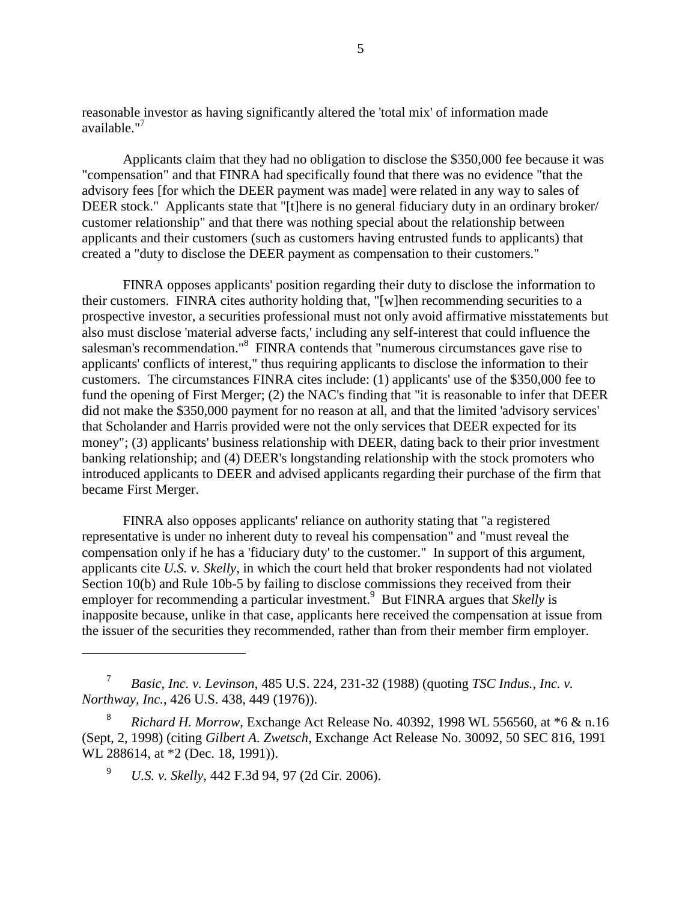reasonable investor as having significantly altered the 'total mix' of information made available."[7]

Applicants claim that they had no obligation to disclose the $350,000 fee because it was "compensation" and that FINRA had specifically found that there was no evidence "that the advisory fees [for which the DEER payment was made] were related in any way to sales of DEER stock." Applicants state that "[t]here is no general fiduciary duty in an ordinary broker/customer relationship" and that there was nothing special about the relationship between applicants and their customers (such as customers having entrusted funds to applicants) that created a "duty to disclose the DEER payment as compensation to their customers."

FINRA opposes applicants' position regarding their duty to disclose the information to their customers. FINRA cites authority holding that, "[w]hen recommending securities to a prospective investor, a securities professional must not only avoid affirmative misstatements but also must disclose 'material adverse facts,' including any self-interest that could influence the salesman's recommendation."[8] FINRA contends that "numerous circumstances gave rise to applicants' conflicts of interest," thus requiring applicants to disclose the information to their customers. The circumstances FINRA cites include: (1) applicants' use of the $350,000 fee to fund the opening of First Merger; (2) the NAC's finding that "it is reasonable to infer that DEER did not make the $350,000 payment for no reason at all, and that the limited 'advisory services' that Scholander and Harris provided were not the only services that DEER expected for its money"; (3) applicants' business relationship with DEER, dating back to their prior investment banking relationship; and (4) DEER's longstanding relationship with the stock promoters who introduced applicants to DEER and advised applicants regarding their purchase of the firm that became First Merger.

FINRA also opposes applicants' reliance on authority stating that "a registered representative is under no inherent duty to reveal his compensation" and "must reveal the compensation only if he has a 'fiduciary duty' to the customer." In support of this argument, applicants cite *U.S. v. Skelly*, in which the court held that broker respondents had not violated Section 10(b) and Rule 10b-5 by failing to disclose commissions they received from their employer for recommending a particular investment.[9] But FINRA argues that *Skelly* is inapposite because, unlike in that case, applicants here received the compensation at issue from the issuer of the securities they recommended, rather than from their member firm employer.

---

[7] *Basic, Inc. v. Levinson*, 485 U.S. 224, 231-32 (1988) (quoting *TSC Indus., Inc. v. Northway, Inc.*, 426 U.S. 438, 449 (1976)).

[8] *Richard H. Morrow*, Exchange Act Release No. 40392, 1998 WL 556560, at *6 & n.16 (Sept, 2, 1998) (citing *Gilbert A. Zwetsch*, Exchange Act Release No. 30092, 50 SEC 816, 1991 WL 288614, at *2 (Dec. 18, 1991)).

[9] *U.S. v. Skelly*, 442 F.3d 94, 97 (2d Cir. 2006).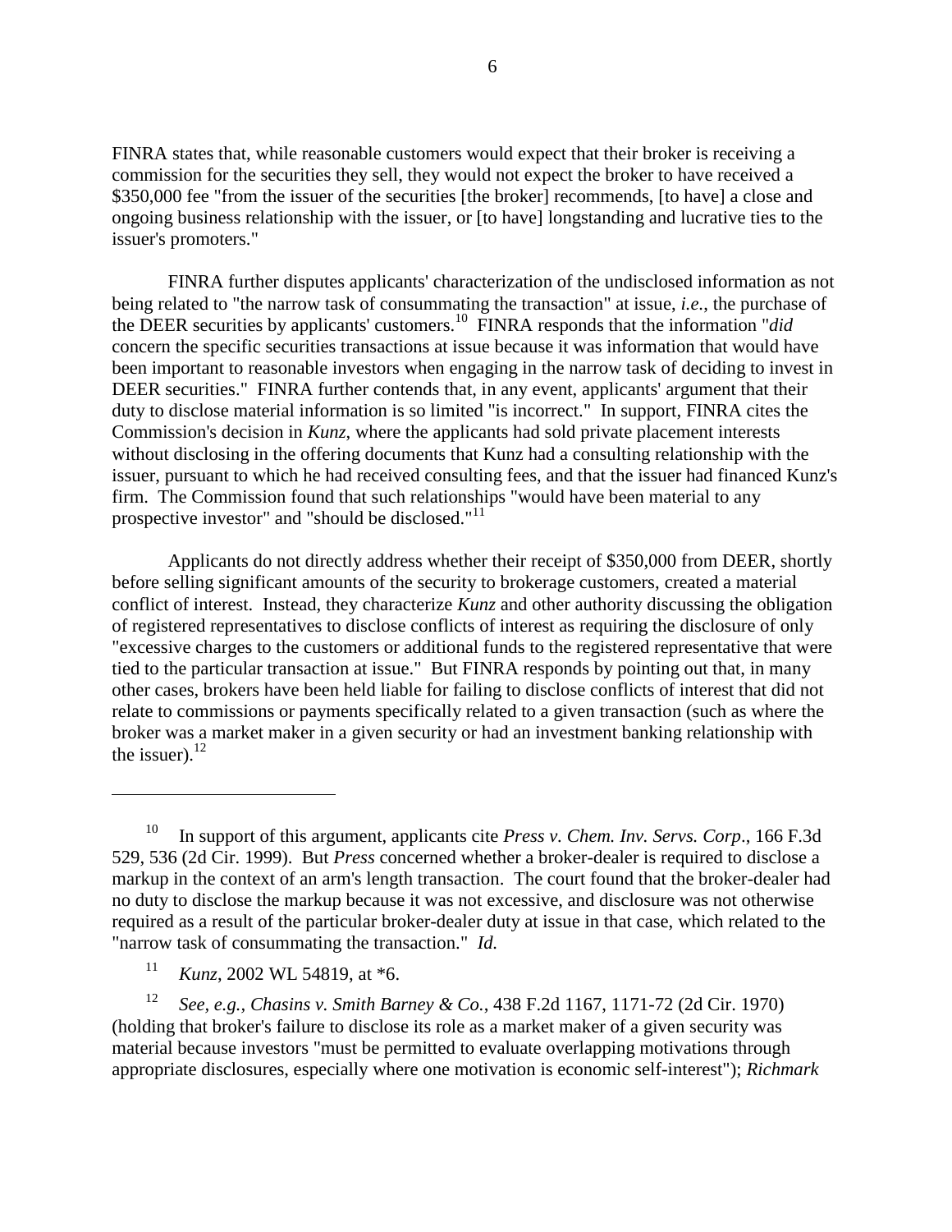FINRA states that, while reasonable customers would expect that their broker is receiving a commission for the securities they sell, they would not expect the broker to have received a $350,000 fee "from the issuer of the securities [the broker] recommends, [to have] a close and ongoing business relationship with the issuer, or [to have] longstanding and lucrative ties to the issuer's promoters."

FINRA further disputes applicants' characterization of the undisclosed information as not being related to "the narrow task of consummating the transaction" at issue, *i.e.*, the purchase of the DEER securities by applicants' customers.[10] FINRA responds that the information "*did* concern the specific securities transactions at issue because it was information that would have been important to reasonable investors when engaging in the narrow task of deciding to invest in DEER securities." FINRA further contends that, in any event, applicants' argument that their duty to disclose material information is so limited "is incorrect." In support, FINRA cites the Commission's decision in *Kunz*, where the applicants had sold private placement interests without disclosing in the offering documents that Kunz had a consulting relationship with the issuer, pursuant to which he had received consulting fees, and that the issuer had financed Kunz's firm. The Commission found that such relationships "would have been material to any prospective investor" and "should be disclosed."[11]

Applicants do not directly address whether their receipt of $350,000 from DEER, shortly before selling significant amounts of the security to brokerage customers, created a material conflict of interest. Instead, they characterize *Kunz* and other authority discussing the obligation of registered representatives to disclose conflicts of interest as requiring the disclosure of only "excessive charges to the customers or additional funds to the registered representative that were tied to the particular transaction at issue." But FINRA responds by pointing out that, in many other cases, brokers have been held liable for failing to disclose conflicts of interest that did not relate to commissions or payments specifically related to a given transaction (such as where the broker was a market maker in a given security or had an investment banking relationship with the issuer).[12]

---

[10] In support of this argument, applicants cite *Press v. Chem. Inv. Servs. Corp*., 166 F.3d 529, 536 (2d Cir. 1999). But *Press* concerned whether a broker-dealer is required to disclose a markup in the context of an arm's length transaction. The court found that the broker-dealer had no duty to disclose the markup because it was not excessive, and disclosure was not otherwise required as a result of the particular broker-dealer duty at issue in that case, which related to the "narrow task of consummating the transaction." *Id.*

[11] *Kunz*, 2002 WL 54819, at *6.

[12] *See, e.g.*, *Chasins v. Smith Barney & Co.*, 438 F.2d 1167, 1171-72 (2d Cir. 1970) (holding that broker's failure to disclose its role as a market maker of a given security was material because investors "must be permitted to evaluate overlapping motivations through appropriate disclosures, especially where one motivation is economic self-interest"); *Richmark*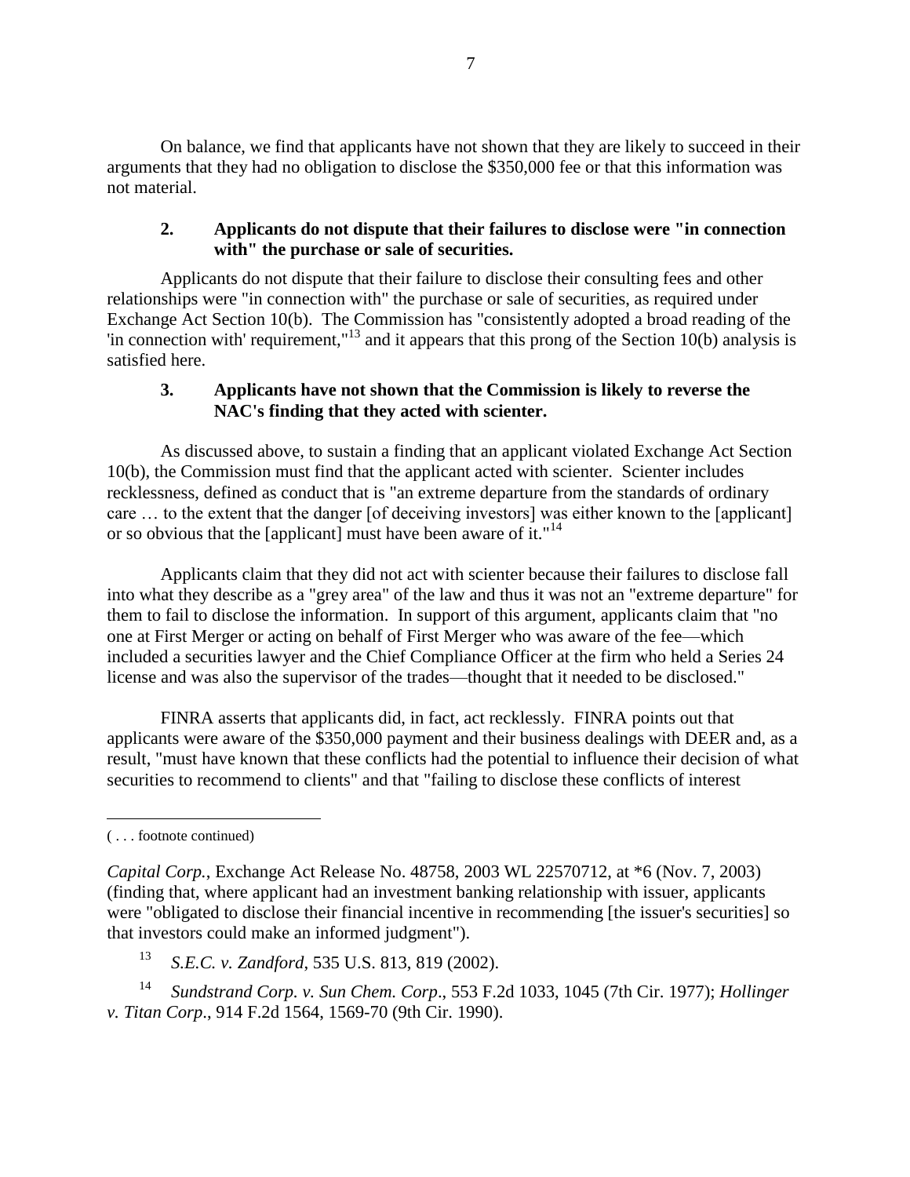On balance, we find that applicants have not shown that they are likely to succeed in their arguments that they had no obligation to disclose the $350,000 fee or that this information was not material.

### 2. Applicants do not dispute that their failures to disclose were "in connection with" the purchase or sale of securities.

Applicants do not dispute that their failure to disclose their consulting fees and other relationships were "in connection with" the purchase or sale of securities, as required under Exchange Act Section 10(b). The Commission has "consistently adopted a broad reading of the 'in connection with' requirement,"[13] and it appears that this prong of the Section 10(b) analysis is satisfied here.

### 3. Applicants have not shown that the Commission is likely to reverse the NAC's finding that they acted with scienter.

As discussed above, to sustain a finding that an applicant violated Exchange Act Section 10(b), the Commission must find that the applicant acted with scienter. Scienter includes recklessness, defined as conduct that is "an extreme departure from the standards of ordinary care … to the extent that the danger [of deceiving investors] was either known to the [applicant] or so obvious that the [applicant] must have been aware of it."[14]

Applicants claim that they did not act with scienter because their failures to disclose fall into what they describe as a "grey area" of the law and thus it was not an "extreme departure" for them to fail to disclose the information. In support of this argument, applicants claim that "no one at First Merger or acting on behalf of First Merger who was aware of the fee—which included a securities lawyer and the Chief Compliance Officer at the firm who held a Series 24 license and was also the supervisor of the trades—thought that it needed to be disclosed."

FINRA asserts that applicants did, in fact, act recklessly. FINRA points out that applicants were aware of the $350,000 payment and their business dealings with DEER and, as a result, "must have known that these conflicts had the potential to influence their decision of what securities to recommend to clients" and that "failing to disclose these conflicts of interest

---

( . . . footnote continued)

*Capital Corp.*, Exchange Act Release No. 48758, 2003 WL 22570712, at *6 (Nov. 7, 2003) (finding that, where applicant had an investment banking relationship with issuer, applicants were "obligated to disclose their financial incentive in recommending [the issuer's securities] so that investors could make an informed judgment").

[13] *S.E.C. v. Zandford*, 535 U.S. 813, 819 (2002).

[14] *Sundstrand Corp. v. Sun Chem. Corp*., 553 F.2d 1033, 1045 (7th Cir. 1977); *Hollinger v. Titan Corp*., 914 F.2d 1564, 1569-70 (9th Cir. 1990).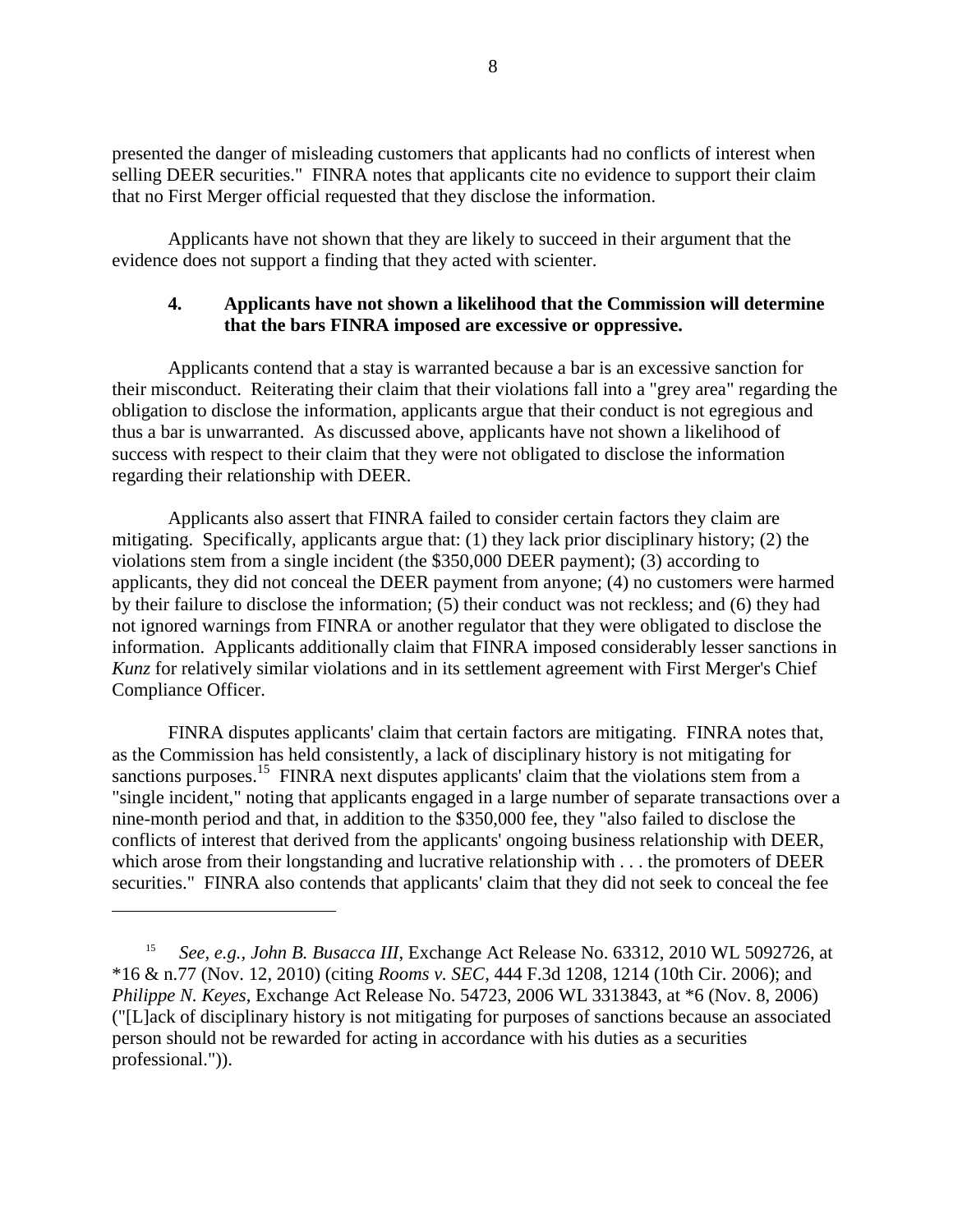presented the danger of misleading customers that applicants had no conflicts of interest when selling DEER securities." FINRA notes that applicants cite no evidence to support their claim that no First Merger official requested that they disclose the information.

Applicants have not shown that they are likely to succeed in their argument that the evidence does not support a finding that they acted with scienter.

### 4. Applicants have not shown a likelihood that the Commission will determine that the bars FINRA imposed are excessive or oppressive.

Applicants contend that a stay is warranted because a bar is an excessive sanction for their misconduct. Reiterating their claim that their violations fall into a "grey area" regarding the obligation to disclose the information, applicants argue that their conduct is not egregious and thus a bar is unwarranted. As discussed above, applicants have not shown a likelihood of success with respect to their claim that they were not obligated to disclose the information regarding their relationship with DEER.

Applicants also assert that FINRA failed to consider certain factors they claim are mitigating. Specifically, applicants argue that: (1) they lack prior disciplinary history; (2) the violations stem from a single incident (the $350,000 DEER payment); (3) according to applicants, they did not conceal the DEER payment from anyone; (4) no customers were harmed by their failure to disclose the information; (5) their conduct was not reckless; and (6) they had not ignored warnings from FINRA or another regulator that they were obligated to disclose the information. Applicants additionally claim that FINRA imposed considerably lesser sanctions in *Kunz* for relatively similar violations and in its settlement agreement with First Merger's Chief Compliance Officer.

FINRA disputes applicants' claim that certain factors are mitigating. FINRA notes that, as the Commission has held consistently, a lack of disciplinary history is not mitigating for sanctions purposes.[15] FINRA next disputes applicants' claim that the violations stem from a "single incident," noting that applicants engaged in a large number of separate transactions over a nine-month period and that, in addition to the $350,000 fee, they "also failed to disclose the conflicts of interest that derived from the applicants' ongoing business relationship with DEER, which arose from their longstanding and lucrative relationship with . . . the promoters of DEER securities." FINRA also contends that applicants' claim that they did not seek to conceal the fee

---

[15] *See, e.g.*, *John B. Busacca III*, Exchange Act Release No. 63312, 2010 WL 5092726, at *16 & n.77 (Nov. 12, 2010) (citing *Rooms v. SEC*, 444 F.3d 1208, 1214 (10th Cir. 2006); and *Philippe N. Keyes*, Exchange Act Release No. 54723, 2006 WL 3313843, at *6 (Nov. 8, 2006) ("[L]ack of disciplinary history is not mitigating for purposes of sanctions because an associated person should not be rewarded for acting in accordance with his duties as a securities professional.")).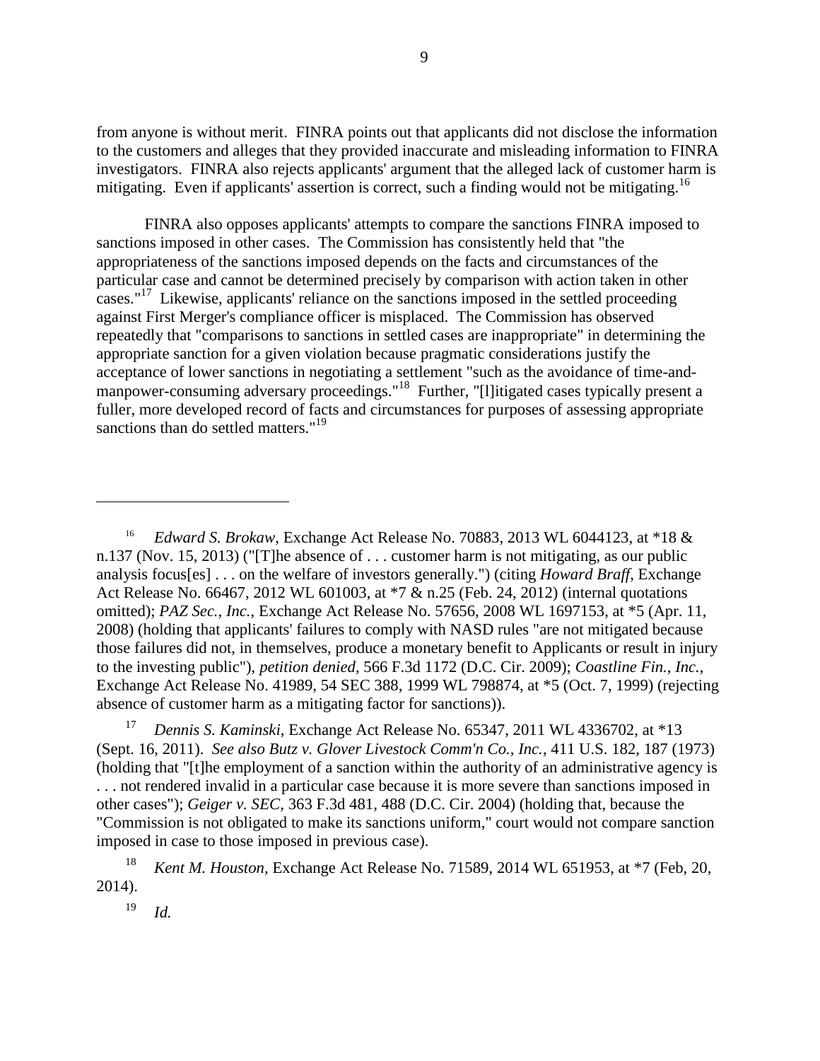from anyone is without merit. FINRA points out that applicants did not disclose the information to the customers and alleges that they provided inaccurate and misleading information to FINRA investigators. FINRA also rejects applicants' argument that the alleged lack of customer harm is mitigating. Even if applicants' assertion is correct, such a finding would not be mitigating.[16]

FINRA also opposes applicants' attempts to compare the sanctions FINRA imposed to sanctions imposed in other cases. The Commission has consistently held that "the appropriateness of the sanctions imposed depends on the facts and circumstances of the particular case and cannot be determined precisely by comparison with action taken in other cases."[17] Likewise, applicants' reliance on the sanctions imposed in the settled proceeding against First Merger's compliance officer is misplaced. The Commission has observed repeatedly that "comparisons to sanctions in settled cases are inappropriate" in determining the appropriate sanction for a given violation because pragmatic considerations justify the acceptance of lower sanctions in negotiating a settlement "such as the avoidance of time-and-manpower-consuming adversary proceedings."[18] Further, "[l]itigated cases typically present a fuller, more developed record of facts and circumstances for purposes of assessing appropriate sanctions than do settled matters."[19]

---

[16] *Edward S. Brokaw*, Exchange Act Release No. 70883, 2013 WL 6044123, at *18 & n.137 (Nov. 15, 2013) ("[T]he absence of . . . customer harm is not mitigating, as our public analysis focus[es] . . . on the welfare of investors generally.") (citing *Howard Braff*, Exchange Act Release No. 66467, 2012 WL 601003, at *7 & n.25 (Feb. 24, 2012) (internal quotations omitted); *PAZ Sec., Inc.*, Exchange Act Release No. 57656, 2008 WL 1697153, at *5 (Apr. 11, 2008) (holding that applicants' failures to comply with NASD rules "are not mitigated because those failures did not, in themselves, produce a monetary benefit to Applicants or result in injury to the investing public"), *petition denied*, 566 F.3d 1172 (D.C. Cir. 2009); *Coastline Fin., Inc.*, Exchange Act Release No. 41989, 54 SEC 388, 1999 WL 798874, at *5 (Oct. 7, 1999) (rejecting absence of customer harm as a mitigating factor for sanctions)).

[17] *Dennis S. Kaminski*, Exchange Act Release No. 65347, 2011 WL 4336702, at *13 (Sept. 16, 2011). *See also Butz v. Glover Livestock Comm'n Co., Inc.*, 411 U.S. 182, 187 (1973) (holding that "[t]he employment of a sanction within the authority of an administrative agency is . . . not rendered invalid in a particular case because it is more severe than sanctions imposed in other cases"); *Geiger v. SEC*, 363 F.3d 481, 488 (D.C. Cir. 2004) (holding that, because the "Commission is not obligated to make its sanctions uniform," court would not compare sanction imposed in case to those imposed in previous case).

[18] *Kent M. Houston*, Exchange Act Release No. 71589, 2014 WL 651953, at *7 (Feb, 20, 2014).

[19] *Id.*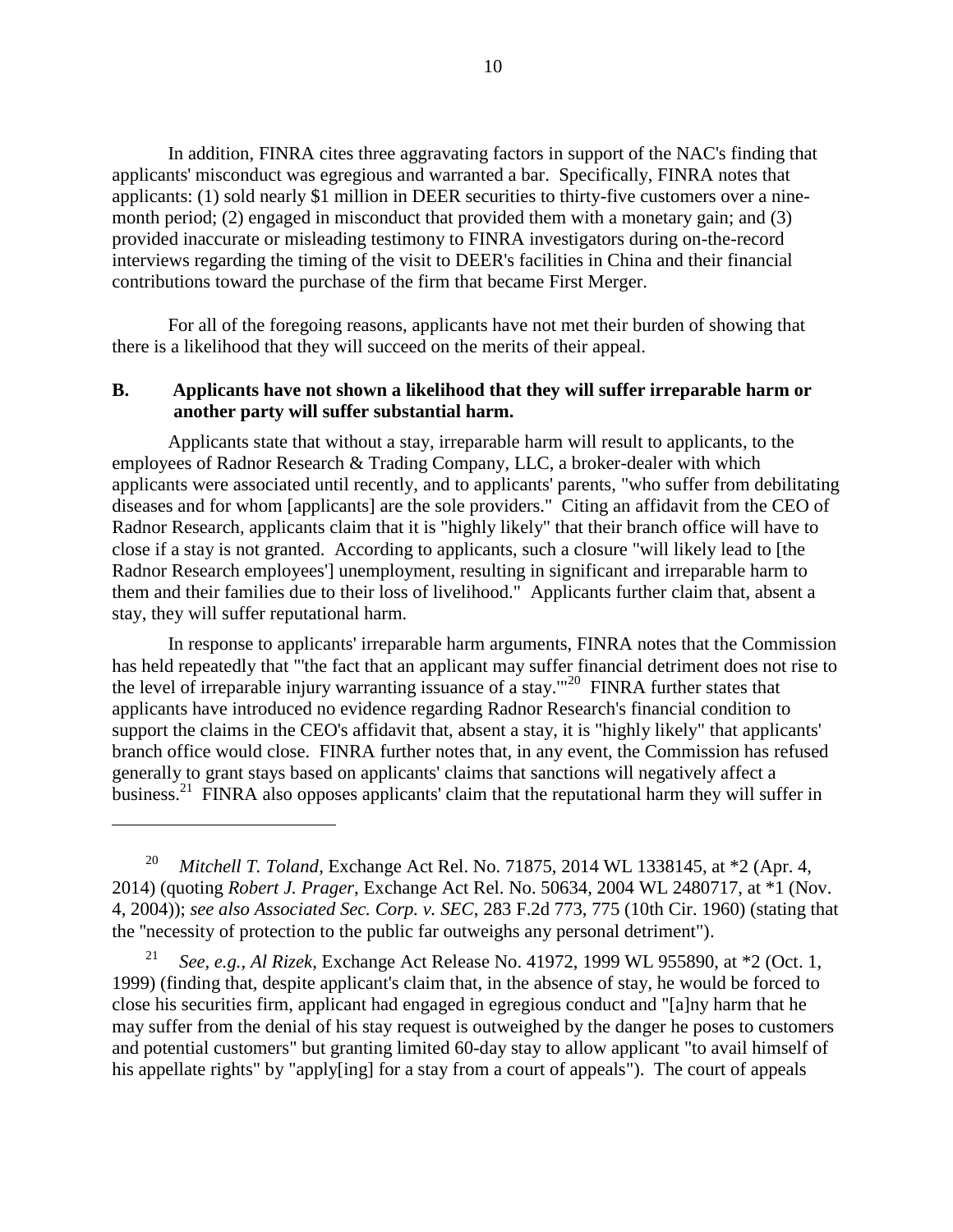In addition, FINRA cites three aggravating factors in support of the NAC's finding that applicants' misconduct was egregious and warranted a bar. Specifically, FINRA notes that applicants: (1) sold nearly $1 million in DEER securities to thirty-five customers over a nine-month period; (2) engaged in misconduct that provided them with a monetary gain; and (3) provided inaccurate or misleading testimony to FINRA investigators during on-the-record interviews regarding the timing of the visit to DEER's facilities in China and their financial contributions toward the purchase of the firm that became First Merger.

For all of the foregoing reasons, applicants have not met their burden of showing that there is a likelihood that they will succeed on the merits of their appeal.

### B. Applicants have not shown a likelihood that they will suffer irreparable harm or another party will suffer substantial harm.

Applicants state that without a stay, irreparable harm will result to applicants, to the employees of Radnor Research & Trading Company, LLC, a broker-dealer with which applicants were associated until recently, and to applicants' parents, "who suffer from debilitating diseases and for whom [applicants] are the sole providers." Citing an affidavit from the CEO of Radnor Research, applicants claim that it is "highly likely" that their branch office will have to close if a stay is not granted. According to applicants, such a closure "will likely lead to [the Radnor Research employees'] unemployment, resulting in significant and irreparable harm to them and their families due to their loss of livelihood." Applicants further claim that, absent a stay, they will suffer reputational harm.

In response to applicants' irreparable harm arguments, FINRA notes that the Commission has held repeatedly that "'the fact that an applicant may suffer financial detriment does not rise to the level of irreparable injury warranting issuance of a stay.'"[20] FINRA further states that applicants have introduced no evidence regarding Radnor Research's financial condition to support the claims in the CEO's affidavit that, absent a stay, it is "highly likely" that applicants' branch office would close. FINRA further notes that, in any event, the Commission has refused generally to grant stays based on applicants' claims that sanctions will negatively affect a business.[21] FINRA also opposes applicants' claim that the reputational harm they will suffer in

---

[20] *Mitchell T. Toland*, Exchange Act Rel. No. 71875, 2014 WL 1338145, at *2 (Apr. 4, 2014) (quoting *Robert J. Prager*, Exchange Act Rel. No. 50634, 2004 WL 2480717, at *1 (Nov. 4, 2004)); *see also Associated Sec. Corp. v. SEC*, 283 F.2d 773, 775 (10th Cir. 1960) (stating that the "necessity of protection to the public far outweighs any personal detriment").

[21] *See, e.g.*, *Al Rizek*, Exchange Act Release No. 41972, 1999 WL 955890, at *2 (Oct. 1, 1999) (finding that, despite applicant's claim that, in the absence of stay, he would be forced to close his securities firm, applicant had engaged in egregious conduct and "[a]ny harm that he may suffer from the denial of his stay request is outweighed by the danger he poses to customers and potential customers" but granting limited 60-day stay to allow applicant "to avail himself of his appellate rights" by "apply[ing] for a stay from a court of appeals"). The court of appeals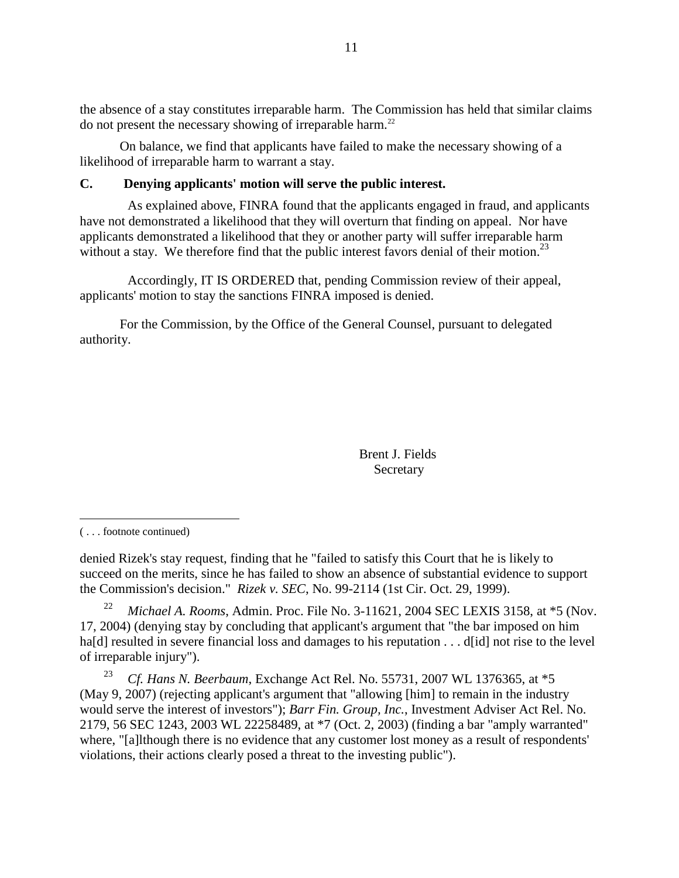the absence of a stay constitutes irreparable harm. The Commission has held that similar claims do not present the necessary showing of irreparable harm.[22]

On balance, we find that applicants have failed to make the necessary showing of a likelihood of irreparable harm to warrant a stay.

**C. Denying applicants' motion will serve the public interest.**

As explained above, FINRA found that the applicants engaged in fraud, and applicants have not demonstrated a likelihood that they will overturn that finding on appeal. Nor have applicants demonstrated a likelihood that they or another party will suffer irreparable harm without a stay. We therefore find that the public interest favors denial of their motion.[23]

Accordingly, IT IS ORDERED that, pending Commission review of their appeal, applicants' motion to stay the sanctions FINRA imposed is denied.

For the Commission, by the Office of the General Counsel, pursuant to delegated authority.

Brent J. Fields
Secretary

---

( . . . footnote continued)

denied Rizek's stay request, finding that he "failed to satisfy this Court that he is likely to succeed on the merits, since he has failed to show an absence of substantial evidence to support the Commission's decision." *Rizek v. SEC*, No. 99-2114 (1st Cir. Oct. 29, 1999).

[22] *Michael A. Rooms*, Admin. Proc. File No. 3-11621, 2004 SEC LEXIS 3158, at *5 (Nov. 17, 2004) (denying stay by concluding that applicant's argument that "the bar imposed on him ha[d] resulted in severe financial loss and damages to his reputation . . . d[id] not rise to the level of irreparable injury").

[23] *Cf. Hans N. Beerbaum*, Exchange Act Rel. No. 55731, 2007 WL 1376365, at *5 (May 9, 2007) (rejecting applicant's argument that "allowing [him] to remain in the industry would serve the interest of investors"); *Barr Fin. Group, Inc.*, Investment Adviser Act Rel. No. 2179, 56 SEC 1243, 2003 WL 22258489, at *7 (Oct. 2, 2003) (finding a bar "amply warranted" where, "[a]lthough there is no evidence that any customer lost money as a result of respondents' violations, their actions clearly posed a threat to the investing public").